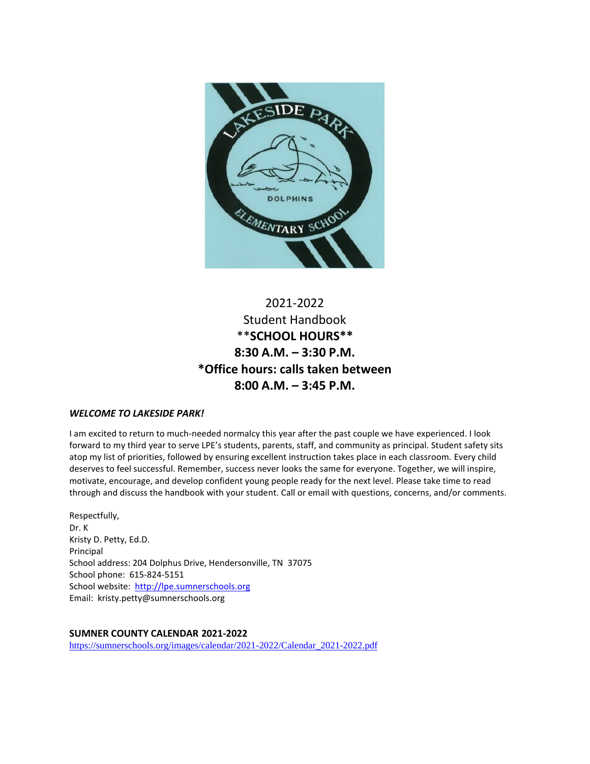2021-2022
Student Handbook
****SCHOOL HOURS****
**8:30 A.M. – 3:30 P.M.**
***Office hours: calls taken between**
**8:00 A.M. – 3:45 P.M.**

### *WELCOME TO LAKESIDE PARK!*

I am excited to return to much-needed normalcy this year after the past couple we have experienced. I look forward to my third year to serve LPE's students, parents, staff, and community as principal. Student safety sits atop my list of priorities, followed by ensuring excellent instruction takes place in each classroom. Every child deserves to feel successful. Remember, success never looks the same for everyone. Together, we will inspire, motivate, encourage, and develop confident young people ready for the next level. Please take time to read through and discuss the handbook with your student. Call or email with questions, concerns, and/or comments.

Respectfully,
Dr. K
Kristy D. Petty, Ed.D.
Principal
School address: 204 Dolphus Drive, Hendersonville, TN 37075
School phone: 615-824-5151
School website: [http://lpe.sumnerschools.org](http://lpe.sumnerschools.org)
Email: kristy.petty@sumnerschools.org

### SUMNER COUNTY CALENDAR 2021-2022

[https://sumnerschools.org/images/calendar/2021-2022/Calendar_2021-2022.pdf](https://sumnerschools.org/images/calendar/2021-2022/Calendar_2021-2022.pdf)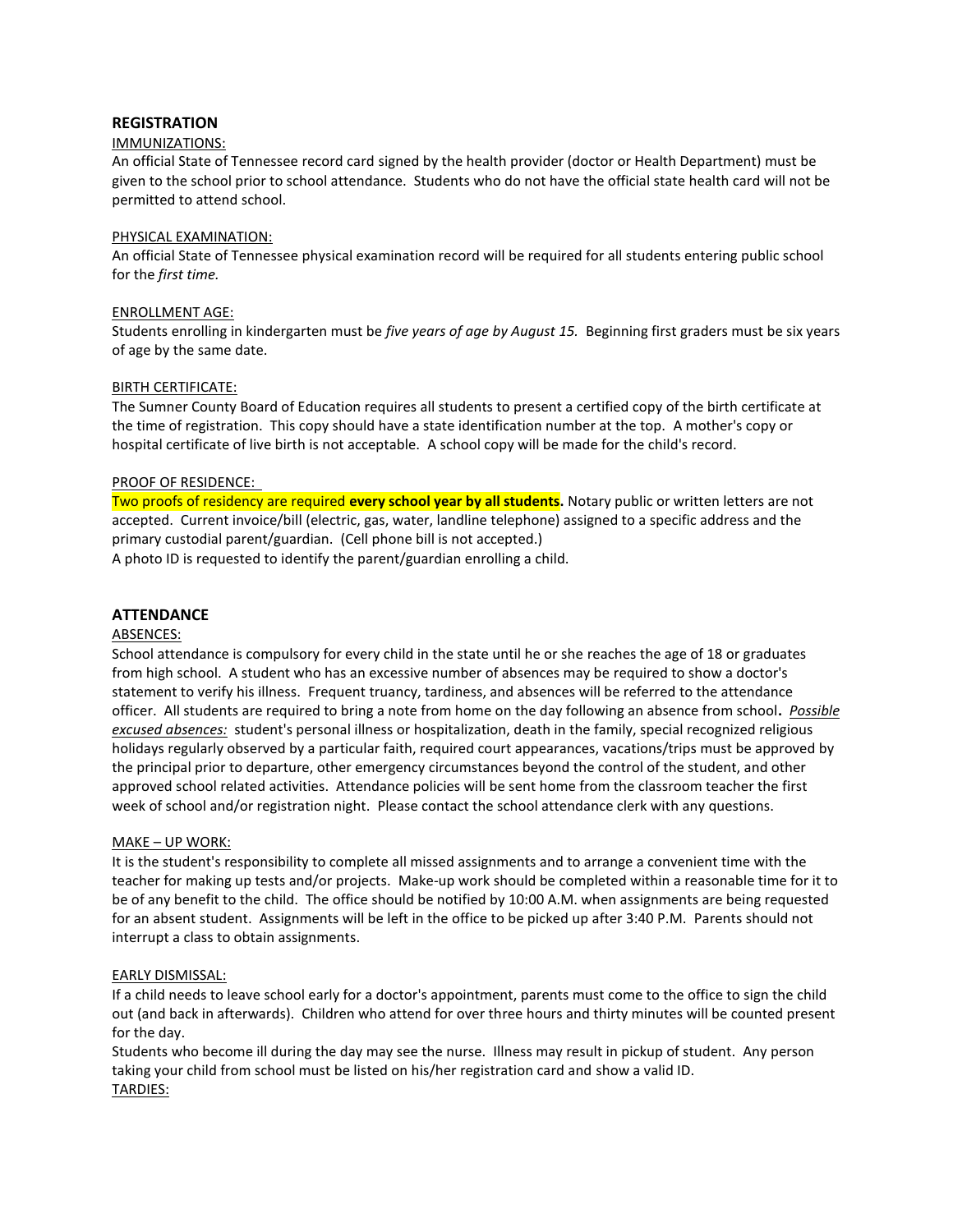## REGISTRATION

IMMUNIZATIONS:

An official State of Tennessee record card signed by the health provider (doctor or Health Department) must be given to the school prior to school attendance. Students who do not have the official state health card will not be permitted to attend school.

PHYSICAL EXAMINATION:

An official State of Tennessee physical examination record will be required for all students entering public school for the *first time.*

ENROLLMENT AGE:

Students enrolling in kindergarten must be *five years of age by August 15.* Beginning first graders must be six years of age by the same date.

BIRTH CERTIFICATE:

The Sumner County Board of Education requires all students to present a certified copy of the birth certificate at the time of registration. This copy should have a state identification number at the top. A mother's copy or hospital certificate of live birth is not acceptable. A school copy will be made for the child's record.

PROOF OF RESIDENCE:

Two proofs of residency are required **every school year by all students.** Notary public or written letters are not accepted. Current invoice/bill (electric, gas, water, landline telephone) assigned to a specific address and the primary custodial parent/guardian. (Cell phone bill is not accepted.)

A photo ID is requested to identify the parent/guardian enrolling a child.

## ATTENDANCE

ABSENCES:

School attendance is compulsory for every child in the state until he or she reaches the age of 18 or graduates from high school. A student who has an excessive number of absences may be required to show a doctor's statement to verify his illness. Frequent truancy, tardiness, and absences will be referred to the attendance officer. All students are required to bring a note from home on the day following an absence from school**.** *Possible excused absences:* student's personal illness or hospitalization, death in the family, special recognized religious holidays regularly observed by a particular faith, required court appearances, vacations/trips must be approved by the principal prior to departure, other emergency circumstances beyond the control of the student, and other approved school related activities. Attendance policies will be sent home from the classroom teacher the first week of school and/or registration night. Please contact the school attendance clerk with any questions.

MAKE – UP WORK:

It is the student's responsibility to complete all missed assignments and to arrange a convenient time with the teacher for making up tests and/or projects. Make-up work should be completed within a reasonable time for it to be of any benefit to the child. The office should be notified by 10:00 A.M. when assignments are being requested for an absent student. Assignments will be left in the office to be picked up after 3:40 P.M. Parents should not interrupt a class to obtain assignments.

EARLY DISMISSAL:

If a child needs to leave school early for a doctor's appointment, parents must come to the office to sign the child out (and back in afterwards). Children who attend for over three hours and thirty minutes will be counted present for the day.

Students who become ill during the day may see the nurse. Illness may result in pickup of student. Any person taking your child from school must be listed on his/her registration card and show a valid ID.

TARDIES: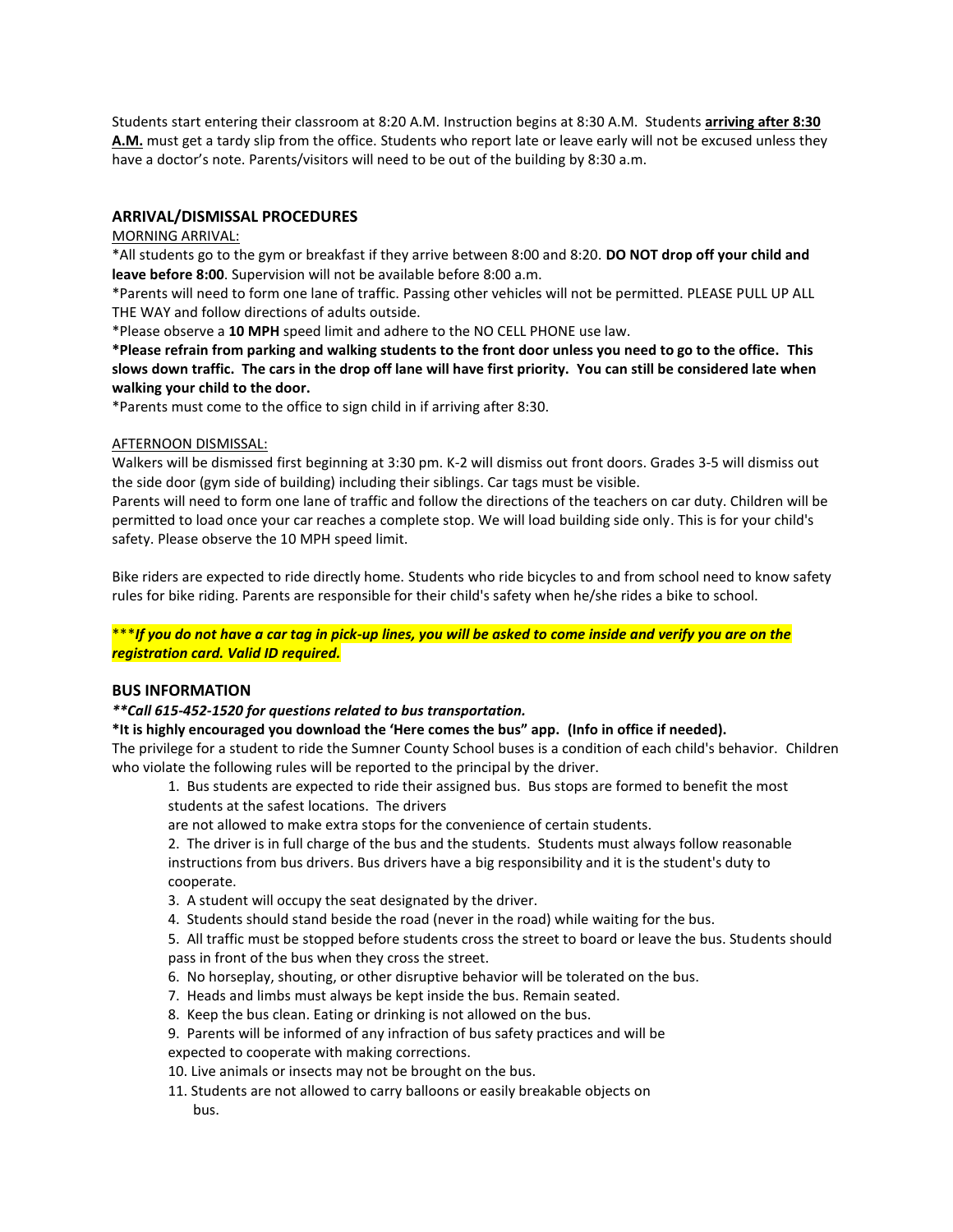Students start entering their classroom at 8:20 A.M. Instruction begins at 8:30 A.M. Students **arriving after 8:30 A.M.** must get a tardy slip from the office. Students who report late or leave early will not be excused unless they have a doctor's note. Parents/visitors will need to be out of the building by 8:30 a.m.

### ARRIVAL/DISMISSAL PROCEDURES

MORNING ARRIVAL:

*All students go to the gym or breakfast if they arrive between 8:00 and 8:20. **DO NOT drop off your child and leave before 8:00**. Supervision will not be available before 8:00 a.m.

*Parents will need to form one lane of traffic. Passing other vehicles will not be permitted. PLEASE PULL UP ALL THE WAY and follow directions of adults outside.

*Please observe a **10 MPH** speed limit and adhere to the NO CELL PHONE use law.

***Please refrain from parking and walking students to the front door unless you need to go to the office. This slows down traffic. The cars in the drop off lane will have first priority. You can still be considered late when walking your child to the door.**

*Parents must come to the office to sign child in if arriving after 8:30.

AFTERNOON DISMISSAL:

Walkers will be dismissed first beginning at 3:30 pm. K-2 will dismiss out front doors. Grades 3-5 will dismiss out the side door (gym side of building) including their siblings. Car tags must be visible.

Parents will need to form one lane of traffic and follow the directions of the teachers on car duty. Children will be permitted to load once your car reaches a complete stop. We will load building side only. This is for your child's safety. Please observe the 10 MPH speed limit.

Bike riders are expected to ride directly home. Students who ride bicycles to and from school need to know safety rules for bike riding. Parents are responsible for their child's safety when he/she rides a bike to school.

****If you do not have a car tag in pick-up lines, you will be asked to come inside and verify you are on the registration card. Valid ID required.***

### BUS INFORMATION

***Call 615-452-1520 for questions related to bus transportation.***

***It is highly encouraged you download the 'Here comes the bus" app. (Info in office if needed).**

The privilege for a student to ride the Sumner County School buses is a condition of each child's behavior. Children who violate the following rules will be reported to the principal by the driver.

1. Bus students are expected to ride their assigned bus. Bus stops are formed to benefit the most students at the safest locations. The drivers are not allowed to make extra stops for the convenience of certain students.
2. The driver is in full charge of the bus and the students. Students must always follow reasonable instructions from bus drivers. Bus drivers have a big responsibility and it is the student's duty to cooperate.
3. A student will occupy the seat designated by the driver.
4. Students should stand beside the road (never in the road) while waiting for the bus.
5. All traffic must be stopped before students cross the street to board or leave the bus. Students should pass in front of the bus when they cross the street.
6. No horseplay, shouting, or other disruptive behavior will be tolerated on the bus.
7. Heads and limbs must always be kept inside the bus. Remain seated.
8. Keep the bus clean. Eating or drinking is not allowed on the bus.
9. Parents will be informed of any infraction of bus safety practices and will be expected to cooperate with making corrections.
10. Live animals or insects may not be brought on the bus.
11. Students are not allowed to carry balloons or easily breakable objects on bus.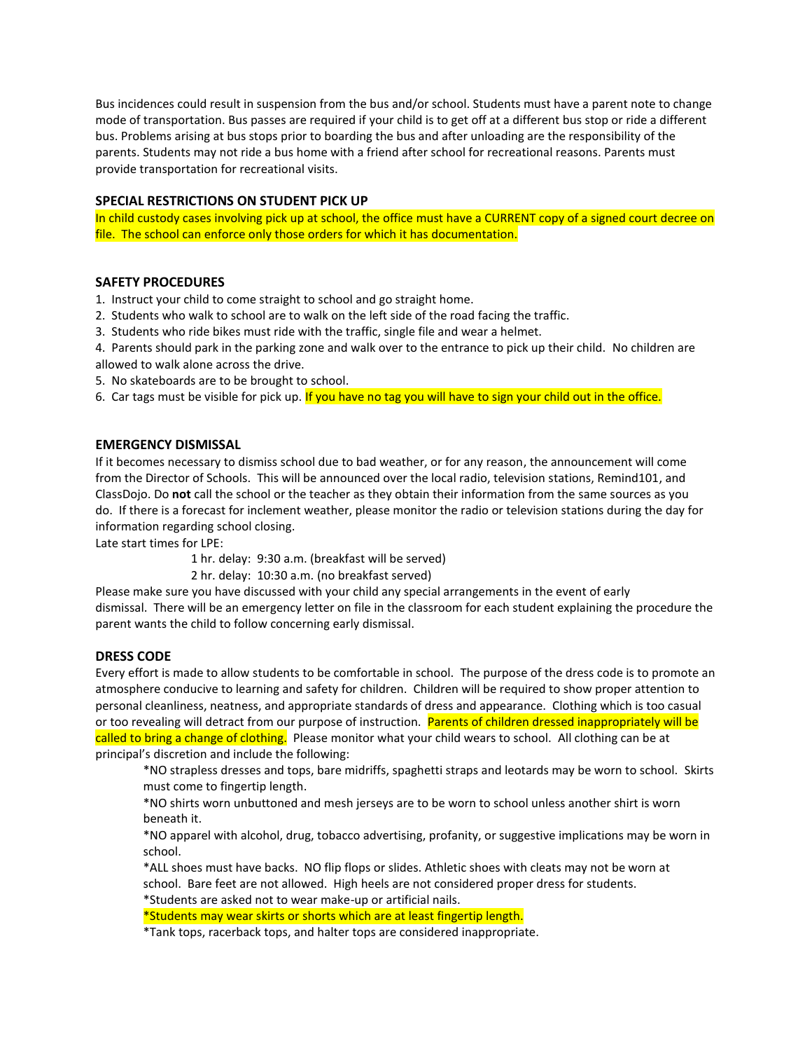Bus incidences could result in suspension from the bus and/or school. Students must have a parent note to change mode of transportation. Bus passes are required if your child is to get off at a different bus stop or ride a different bus. Problems arising at bus stops prior to boarding the bus and after unloading are the responsibility of the parents. Students may not ride a bus home with a friend after school for recreational reasons. Parents must provide transportation for recreational visits.

### SPECIAL RESTRICTIONS ON STUDENT PICK UP

In child custody cases involving pick up at school, the office must have a CURRENT copy of a signed court decree on file. The school can enforce only those orders for which it has documentation.

### SAFETY PROCEDURES

1. Instruct your child to come straight to school and go straight home.
2. Students who walk to school are to walk on the left side of the road facing the traffic.
3. Students who ride bikes must ride with the traffic, single file and wear a helmet.
4. Parents should park in the parking zone and walk over to the entrance to pick up their child. No children are allowed to walk alone across the drive.
5. No skateboards are to be brought to school.
6. Car tags must be visible for pick up. If you have no tag you will have to sign your child out in the office.

### EMERGENCY DISMISSAL

If it becomes necessary to dismiss school due to bad weather, or for any reason, the announcement will come from the Director of Schools. This will be announced over the local radio, television stations, Remind101, and ClassDojo. Do **not** call the school or the teacher as they obtain their information from the same sources as you do. If there is a forecast for inclement weather, please monitor the radio or television stations during the day for information regarding school closing.

Late start times for LPE:

1 hr. delay: 9:30 a.m. (breakfast will be served)

2 hr. delay: 10:30 a.m. (no breakfast served)

Please make sure you have discussed with your child any special arrangements in the event of early dismissal. There will be an emergency letter on file in the classroom for each student explaining the procedure the parent wants the child to follow concerning early dismissal.

### DRESS CODE

Every effort is made to allow students to be comfortable in school. The purpose of the dress code is to promote an atmosphere conducive to learning and safety for children. Children will be required to show proper attention to personal cleanliness, neatness, and appropriate standards of dress and appearance. Clothing which is too casual or too revealing will detract from our purpose of instruction. Parents of children dressed inappropriately will be called to bring a change of clothing. Please monitor what your child wears to school. All clothing can be at principal's discretion and include the following:

*NO strapless dresses and tops, bare midriffs, spaghetti straps and leotards may be worn to school. Skirts must come to fingertip length.

*NO shirts worn unbuttoned and mesh jerseys are to be worn to school unless another shirt is worn beneath it.

*NO apparel with alcohol, drug, tobacco advertising, profanity, or suggestive implications may be worn in school.

*ALL shoes must have backs. NO flip flops or slides. Athletic shoes with cleats may not be worn at school. Bare feet are not allowed. High heels are not considered proper dress for students.

*Students are asked not to wear make-up or artificial nails.

*Students may wear skirts or shorts which are at least fingertip length.

*Tank tops, racerback tops, and halter tops are considered inappropriate.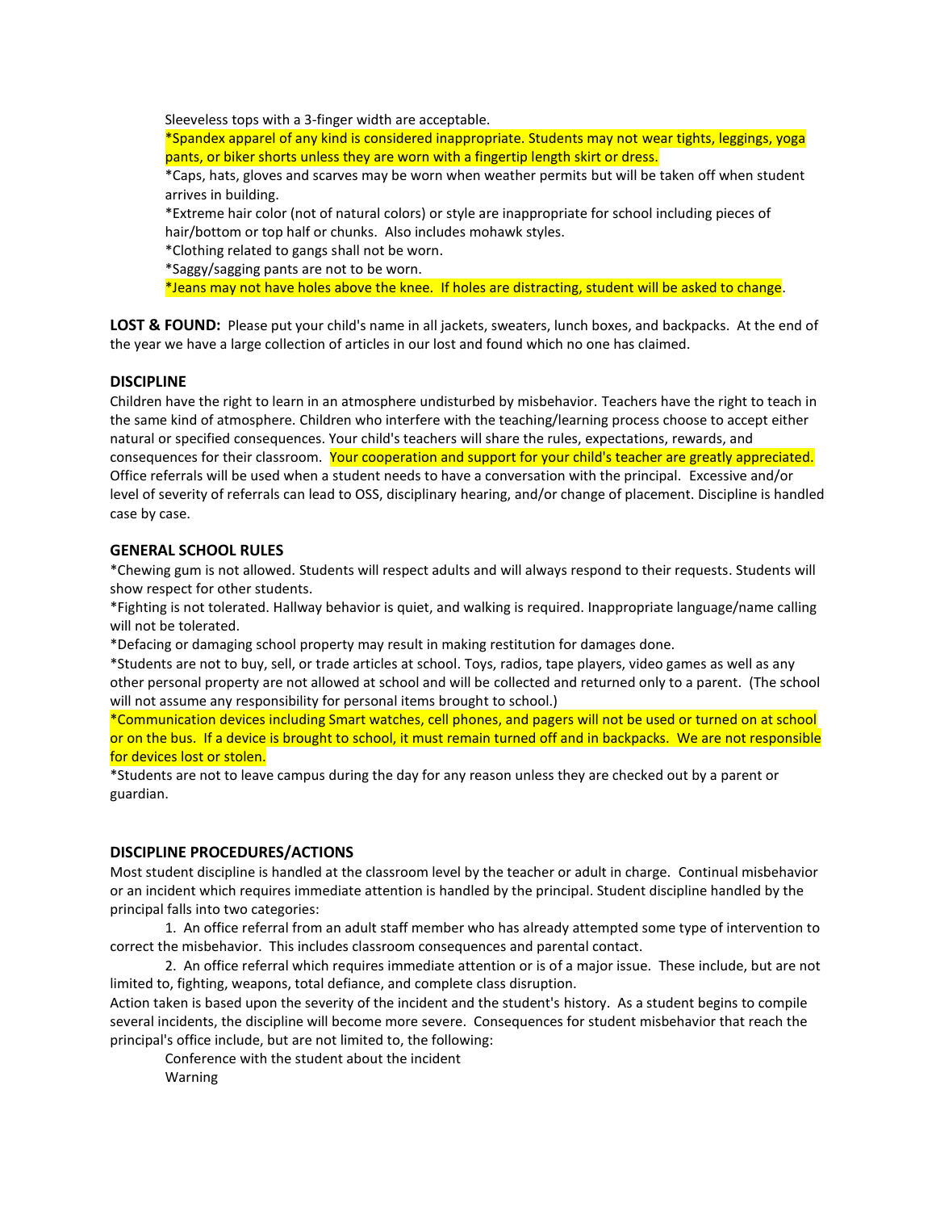Sleeveless tops with a 3-finger width are acceptable.

*Spandex apparel of any kind is considered inappropriate. Students may not wear tights, leggings, yoga pants, or biker shorts unless they are worn with a fingertip length skirt or dress.

*Caps, hats, gloves and scarves may be worn when weather permits but will be taken off when student arrives in building.

*Extreme hair color (not of natural colors) or style are inappropriate for school including pieces of hair/bottom or top half or chunks. Also includes mohawk styles.

*Clothing related to gangs shall not be worn.

*Saggy/sagging pants are not to be worn.

*Jeans may not have holes above the knee. If holes are distracting, student will be asked to change.

**LOST & FOUND:** Please put your child's name in all jackets, sweaters, lunch boxes, and backpacks. At the end of the year we have a large collection of articles in our lost and found which no one has claimed.

## DISCIPLINE

Children have the right to learn in an atmosphere undisturbed by misbehavior. Teachers have the right to teach in the same kind of atmosphere. Children who interfere with the teaching/learning process choose to accept either natural or specified consequences. Your child's teachers will share the rules, expectations, rewards, and consequences for their classroom. Your cooperation and support for your child's teacher are greatly appreciated. Office referrals will be used when a student needs to have a conversation with the principal. Excessive and/or level of severity of referrals can lead to OSS, disciplinary hearing, and/or change of placement. Discipline is handled case by case.

## GENERAL SCHOOL RULES

*Chewing gum is not allowed. Students will respect adults and will always respond to their requests. Students will show respect for other students.

*Fighting is not tolerated. Hallway behavior is quiet, and walking is required. Inappropriate language/name calling will not be tolerated.

*Defacing or damaging school property may result in making restitution for damages done.

*Students are not to buy, sell, or trade articles at school. Toys, radios, tape players, video games as well as any other personal property are not allowed at school and will be collected and returned only to a parent. (The school will not assume any responsibility for personal items brought to school.)

*Communication devices including Smart watches, cell phones, and pagers will not be used or turned on at school or on the bus. If a device is brought to school, it must remain turned off and in backpacks. We are not responsible for devices lost or stolen.

*Students are not to leave campus during the day for any reason unless they are checked out by a parent or guardian.

## DISCIPLINE PROCEDURES/ACTIONS

Most student discipline is handled at the classroom level by the teacher or adult in charge. Continual misbehavior or an incident which requires immediate attention is handled by the principal. Student discipline handled by the principal falls into two categories:

1. An office referral from an adult staff member who has already attempted some type of intervention to correct the misbehavior. This includes classroom consequences and parental contact.
2. An office referral which requires immediate attention or is of a major issue. These include, but are not limited to, fighting, weapons, total defiance, and complete class disruption.

Action taken is based upon the severity of the incident and the student's history. As a student begins to compile several incidents, the discipline will become more severe. Consequences for student misbehavior that reach the principal's office include, but are not limited to, the following:

Conference with the student about the incident

Warning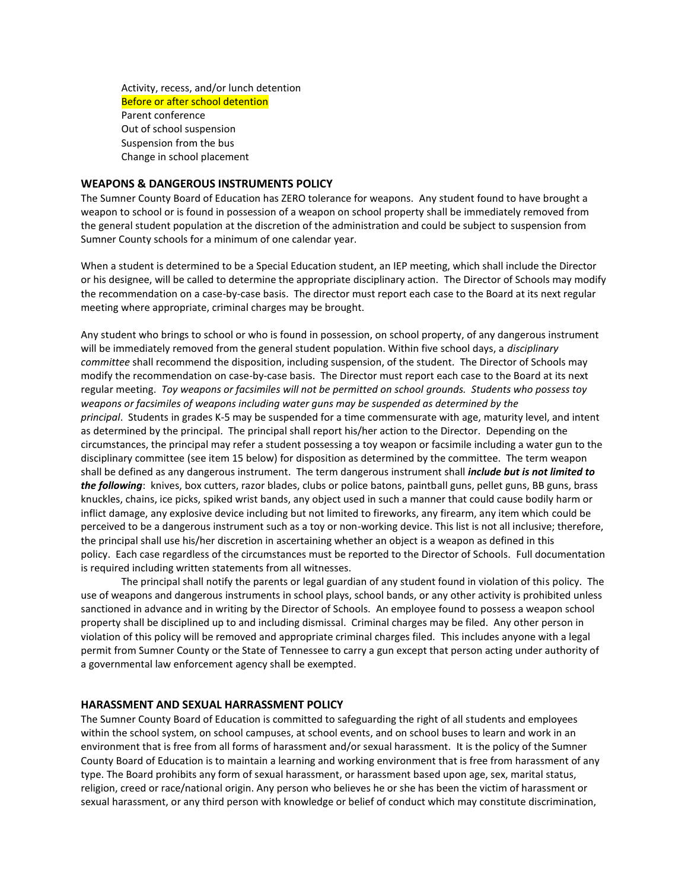Activity, recess, and/or lunch detention
Before or after school detention
Parent conference
Out of school suspension
Suspension from the bus
Change in school placement

### WEAPONS & DANGEROUS INSTRUMENTS POLICY

The Sumner County Board of Education has ZERO tolerance for weapons. Any student found to have brought a weapon to school or is found in possession of a weapon on school property shall be immediately removed from the general student population at the discretion of the administration and could be subject to suspension from Sumner County schools for a minimum of one calendar year.

When a student is determined to be a Special Education student, an IEP meeting, which shall include the Director or his designee, will be called to determine the appropriate disciplinary action. The Director of Schools may modify the recommendation on a case-by-case basis. The director must report each case to the Board at its next regular meeting where appropriate, criminal charges may be brought.

Any student who brings to school or who is found in possession, on school property, of any dangerous instrument will be immediately removed from the general student population. Within five school days, a *disciplinary committee* shall recommend the disposition, including suspension, of the student. The Director of Schools may modify the recommendation on case-by-case basis. The Director must report each case to the Board at its next regular meeting. *Toy weapons or facsimiles will not be permitted on school grounds. Students who possess toy weapons or facsimiles of weapons including water guns may be suspended as determined by the principal*. Students in grades K-5 may be suspended for a time commensurate with age, maturity level, and intent as determined by the principal. The principal shall report his/her action to the Director. Depending on the circumstances, the principal may refer a student possessing a toy weapon or facsimile including a water gun to the disciplinary committee (see item 15 below) for disposition as determined by the committee. The term weapon shall be defined as any dangerous instrument. The term dangerous instrument shall ***include but is not limited to the following***: knives, box cutters, razor blades, clubs or police batons, paintball guns, pellet guns, BB guns, brass knuckles, chains, ice picks, spiked wrist bands, any object used in such a manner that could cause bodily harm or inflict damage, any explosive device including but not limited to fireworks, any firearm, any item which could be perceived to be a dangerous instrument such as a toy or non-working device. This list is not all inclusive; therefore, the principal shall use his/her discretion in ascertaining whether an object is a weapon as defined in this policy. Each case regardless of the circumstances must be reported to the Director of Schools. Full documentation is required including written statements from all witnesses.

The principal shall notify the parents or legal guardian of any student found in violation of this policy. The use of weapons and dangerous instruments in school plays, school bands, or any other activity is prohibited unless sanctioned in advance and in writing by the Director of Schools. An employee found to possess a weapon school property shall be disciplined up to and including dismissal. Criminal charges may be filed. Any other person in violation of this policy will be removed and appropriate criminal charges filed. This includes anyone with a legal permit from Sumner County or the State of Tennessee to carry a gun except that person acting under authority of a governmental law enforcement agency shall be exempted.

### HARASSMENT AND SEXUAL HARRASSMENT POLICY

The Sumner County Board of Education is committed to safeguarding the right of all students and employees within the school system, on school campuses, at school events, and on school buses to learn and work in an environment that is free from all forms of harassment and/or sexual harassment. It is the policy of the Sumner County Board of Education is to maintain a learning and working environment that is free from harassment of any type. The Board prohibits any form of sexual harassment, or harassment based upon age, sex, marital status, religion, creed or race/national origin. Any person who believes he or she has been the victim of harassment or sexual harassment, or any third person with knowledge or belief of conduct which may constitute discrimination,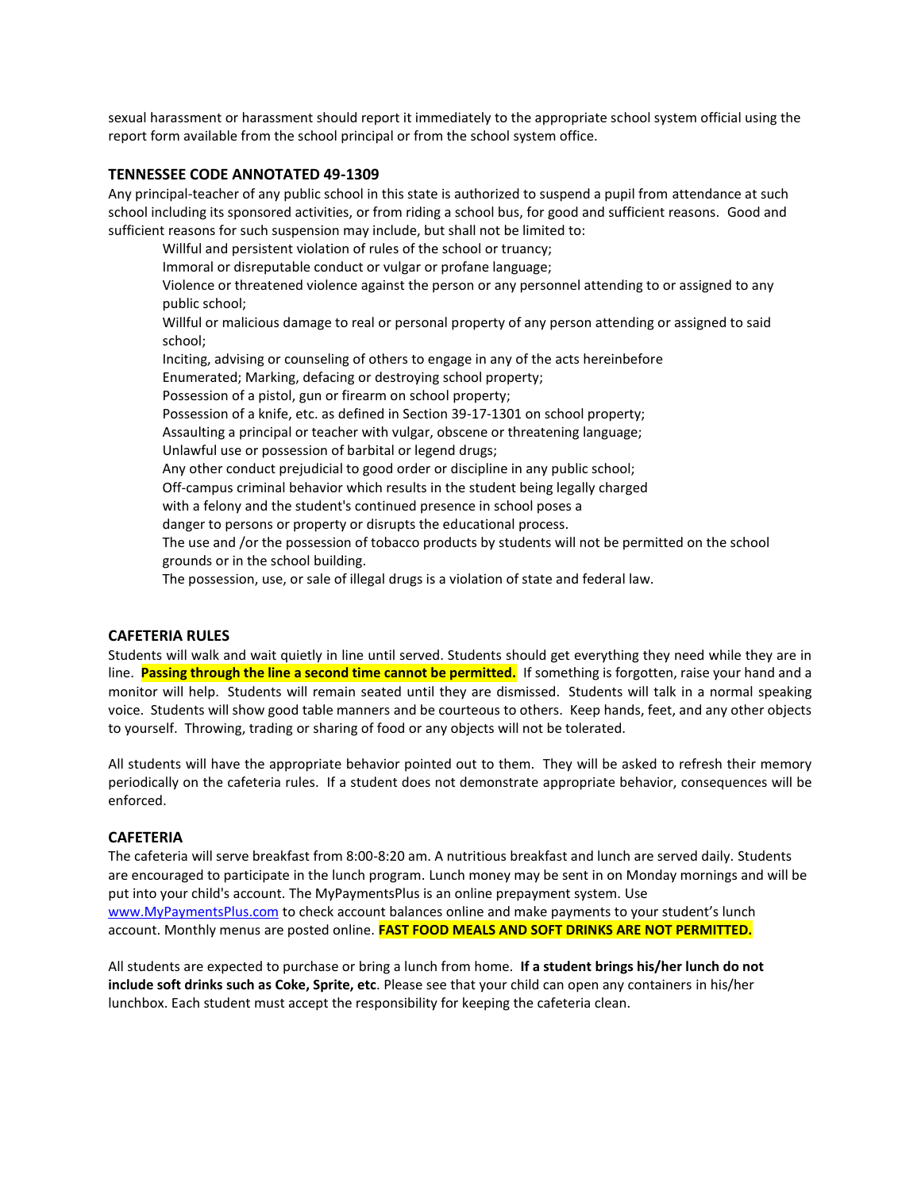sexual harassment or harassment should report it immediately to the appropriate school system official using the report form available from the school principal or from the school system office.

### TENNESSEE CODE ANNOTATED 49-1309

Any principal-teacher of any public school in this state is authorized to suspend a pupil from attendance at such school including its sponsored activities, or from riding a school bus, for good and sufficient reasons. Good and sufficient reasons for such suspension may include, but shall not be limited to:

Willful and persistent violation of rules of the school or truancy;
Immoral or disreputable conduct or vulgar or profane language;
Violence or threatened violence against the person or any personnel attending to or assigned to any public school;
Willful or malicious damage to real or personal property of any person attending or assigned to said school;
Inciting, advising or counseling of others to engage in any of the acts hereinbefore
Enumerated; Marking, defacing or destroying school property;
Possession of a pistol, gun or firearm on school property;
Possession of a knife, etc. as defined in Section 39-17-1301 on school property;
Assaulting a principal or teacher with vulgar, obscene or threatening language;
Unlawful use or possession of barbital or legend drugs;
Any other conduct prejudicial to good order or discipline in any public school;
Off-campus criminal behavior which results in the student being legally charged
with a felony and the student's continued presence in school poses a
danger to persons or property or disrupts the educational process.
The use and /or the possession of tobacco products by students will not be permitted on the school grounds or in the school building.
The possession, use, or sale of illegal drugs is a violation of state and federal law.

### CAFETERIA RULES

Students will walk and wait quietly in line until served. Students should get everything they need while they are in line. **Passing through the line a second time cannot be permitted.** If something is forgotten, raise your hand and a monitor will help. Students will remain seated until they are dismissed. Students will talk in a normal speaking voice. Students will show good table manners and be courteous to others. Keep hands, feet, and any other objects to yourself. Throwing, trading or sharing of food or any objects will not be tolerated.

All students will have the appropriate behavior pointed out to them. They will be asked to refresh their memory periodically on the cafeteria rules. If a student does not demonstrate appropriate behavior, consequences will be enforced.

### CAFETERIA

The cafeteria will serve breakfast from 8:00-8:20 am. A nutritious breakfast and lunch are served daily. Students are encouraged to participate in the lunch program. Lunch money may be sent in on Monday mornings and will be put into your child's account. The MyPaymentsPlus is an online prepayment system. Use www.MyPaymentsPlus.com to check account balances online and make payments to your student's lunch account. Monthly menus are posted online. **FAST FOOD MEALS AND SOFT DRINKS ARE NOT PERMITTED.**

All students are expected to purchase or bring a lunch from home. **If a student brings his/her lunch do not include soft drinks such as Coke, Sprite, etc**. Please see that your child can open any containers in his/her lunchbox. Each student must accept the responsibility for keeping the cafeteria clean.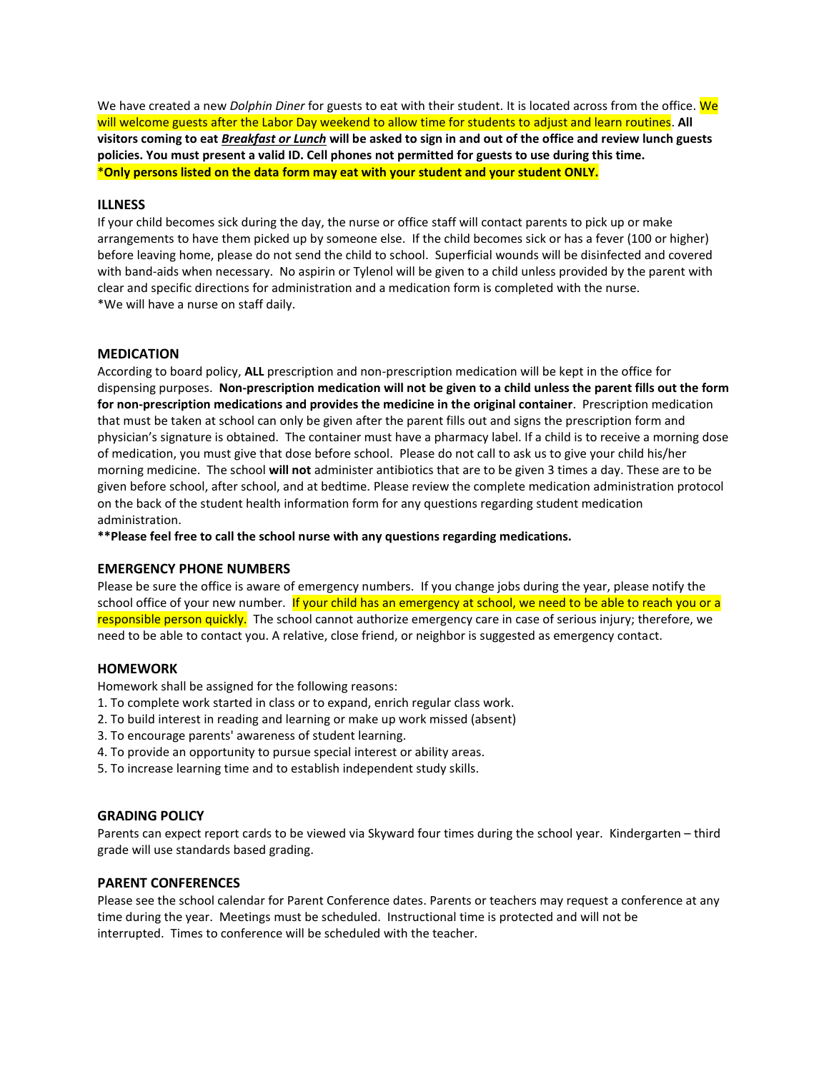We have created a new *Dolphin Diner* for guests to eat with their student. It is located across from the office. We will welcome guests after the Labor Day weekend to allow time for students to adjust and learn routines. **All visitors coming to eat *Breakfast or Lunch* will be asked to sign in and out of the office and review lunch guests policies. You must present a valid ID. Cell phones not permitted for guests to use during this time.**
***Only persons listed on the data form may eat with your student and your student ONLY.**

### ILLNESS

If your child becomes sick during the day, the nurse or office staff will contact parents to pick up or make arrangements to have them picked up by someone else. If the child becomes sick or has a fever (100 or higher) before leaving home, please do not send the child to school. Superficial wounds will be disinfected and covered with band-aids when necessary. No aspirin or Tylenol will be given to a child unless provided by the parent with clear and specific directions for administration and a medication form is completed with the nurse.
*We will have a nurse on staff daily.

### MEDICATION

According to board policy, **ALL** prescription and non-prescription medication will be kept in the office for dispensing purposes. **Non-prescription medication will not be given to a child unless the parent fills out the form for non-prescription medications and provides the medicine in the original container**. Prescription medication that must be taken at school can only be given after the parent fills out and signs the prescription form and physician's signature is obtained. The container must have a pharmacy label. If a child is to receive a morning dose of medication, you must give that dose before school. Please do not call to ask us to give your child his/her morning medicine. The school **will not** administer antibiotics that are to be given 3 times a day. These are to be given before school, after school, and at bedtime. Please review the complete medication administration protocol on the back of the student health information form for any questions regarding student medication administration.

****Please feel free to call the school nurse with any questions regarding medications.**

### EMERGENCY PHONE NUMBERS

Please be sure the office is aware of emergency numbers. If you change jobs during the year, please notify the school office of your new number. If your child has an emergency at school, we need to be able to reach you or a responsible person quickly. The school cannot authorize emergency care in case of serious injury; therefore, we need to be able to contact you. A relative, close friend, or neighbor is suggested as emergency contact.

### HOMEWORK

Homework shall be assigned for the following reasons:

1. To complete work started in class or to expand, enrich regular class work.
2. To build interest in reading and learning or make up work missed (absent)
3. To encourage parents' awareness of student learning.
4. To provide an opportunity to pursue special interest or ability areas.
5. To increase learning time and to establish independent study skills.

### GRADING POLICY

Parents can expect report cards to be viewed via Skyward four times during the school year. Kindergarten – third grade will use standards based grading.

### PARENT CONFERENCES

Please see the school calendar for Parent Conference dates. Parents or teachers may request a conference at any time during the year. Meetings must be scheduled. Instructional time is protected and will not be interrupted. Times to conference will be scheduled with the teacher.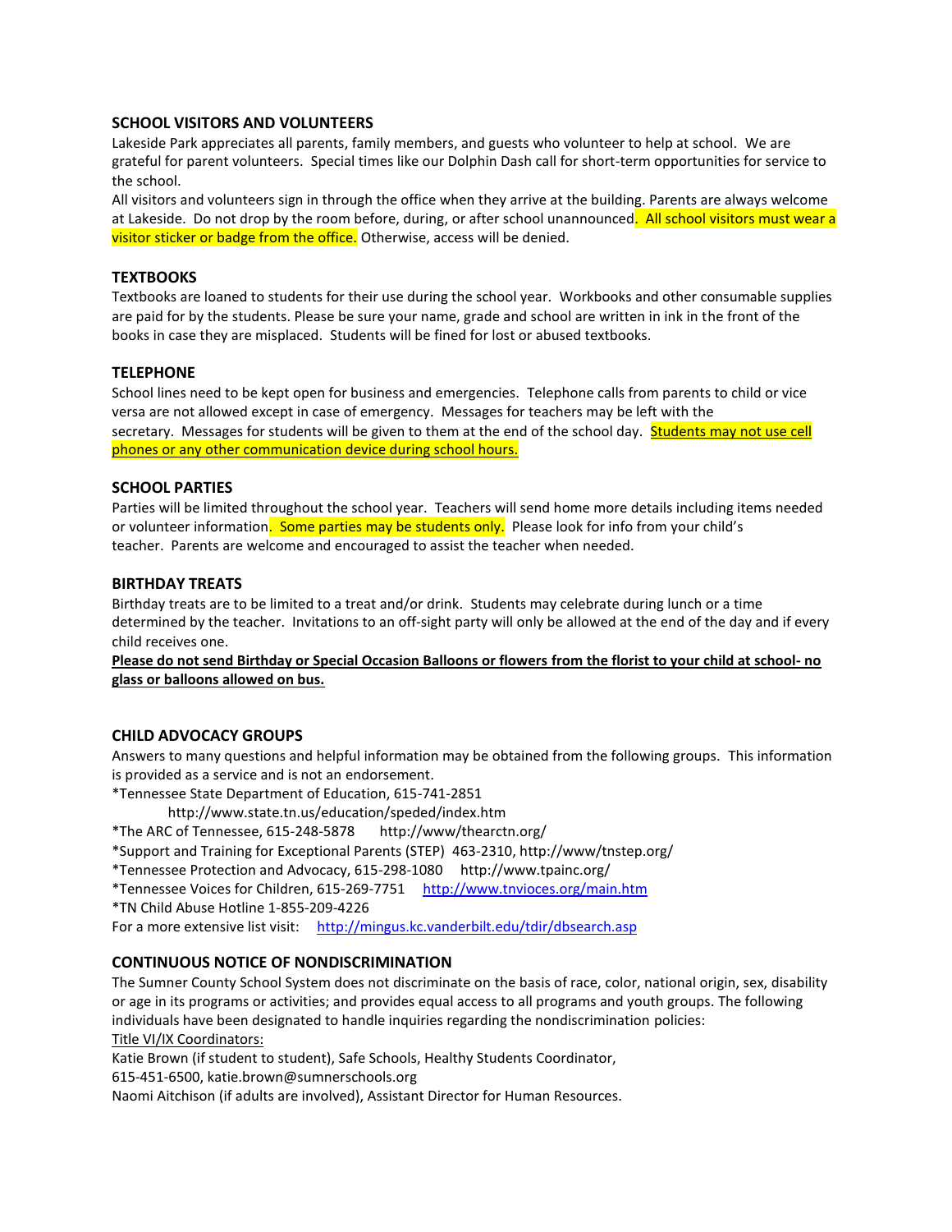### SCHOOL VISITORS AND VOLUNTEERS

Lakeside Park appreciates all parents, family members, and guests who volunteer to help at school. We are grateful for parent volunteers. Special times like our Dolphin Dash call for short-term opportunities for service to the school.

All visitors and volunteers sign in through the office when they arrive at the building. Parents are always welcome at Lakeside. Do not drop by the room before, during, or after school unannounced. All school visitors must wear a visitor sticker or badge from the office. Otherwise, access will be denied.

### TEXTBOOKS

Textbooks are loaned to students for their use during the school year. Workbooks and other consumable supplies are paid for by the students. Please be sure your name, grade and school are written in ink in the front of the books in case they are misplaced. Students will be fined for lost or abused textbooks.

### TELEPHONE

School lines need to be kept open for business and emergencies. Telephone calls from parents to child or vice versa are not allowed except in case of emergency. Messages for teachers may be left with the secretary. Messages for students will be given to them at the end of the school day. <u>Students may not use cell phones or any other communication device during school hours.</u>

### SCHOOL PARTIES

Parties will be limited throughout the school year. Teachers will send home more details including items needed or volunteer information. Some parties may be students only. Please look for info from your child's teacher. Parents are welcome and encouraged to assist the teacher when needed.

### BIRTHDAY TREATS

Birthday treats are to be limited to a treat and/or drink. Students may celebrate during lunch or a time determined by the teacher. Invitations to an off-sight party will only be allowed at the end of the day and if every child receives one.

**<u>Please do not send Birthday or Special Occasion Balloons or flowers from the florist to your child at school- no glass or balloons allowed on bus.</u>**

### CHILD ADVOCACY GROUPS

Answers to many questions and helpful information may be obtained from the following groups. This information is provided as a service and is not an endorsement.

*Tennessee State Department of Education, 615-741-2851
http://www.state.tn.us/education/speded/index.htm

*The ARC of Tennessee, 615-248-5878 http://www/thearctn.org/

*Support and Training for Exceptional Parents (STEP) 463-2310, http://www/tnstep.org/

*Tennessee Protection and Advocacy, 615-298-1080 http://www.tpainc.org/

*Tennessee Voices for Children, 615-269-7751 http://www.tnvioces.org/main.htm

*TN Child Abuse Hotline 1-855-209-4226

For a more extensive list visit: http://mingus.kc.vanderbilt.edu/tdir/dbsearch.asp

### CONTINUOUS NOTICE OF NONDISCRIMINATION

The Sumner County School System does not discriminate on the basis of race, color, national origin, sex, disability or age in its programs or activities; and provides equal access to all programs and youth groups. The following individuals have been designated to handle inquiries regarding the nondiscrimination policies:

<u>Title VI/IX Coordinators:</u>

Katie Brown (if student to student), Safe Schools, Healthy Students Coordinator,
615-451-6500, katie.brown@sumnerschools.org

Naomi Aitchison (if adults are involved), Assistant Director for Human Resources.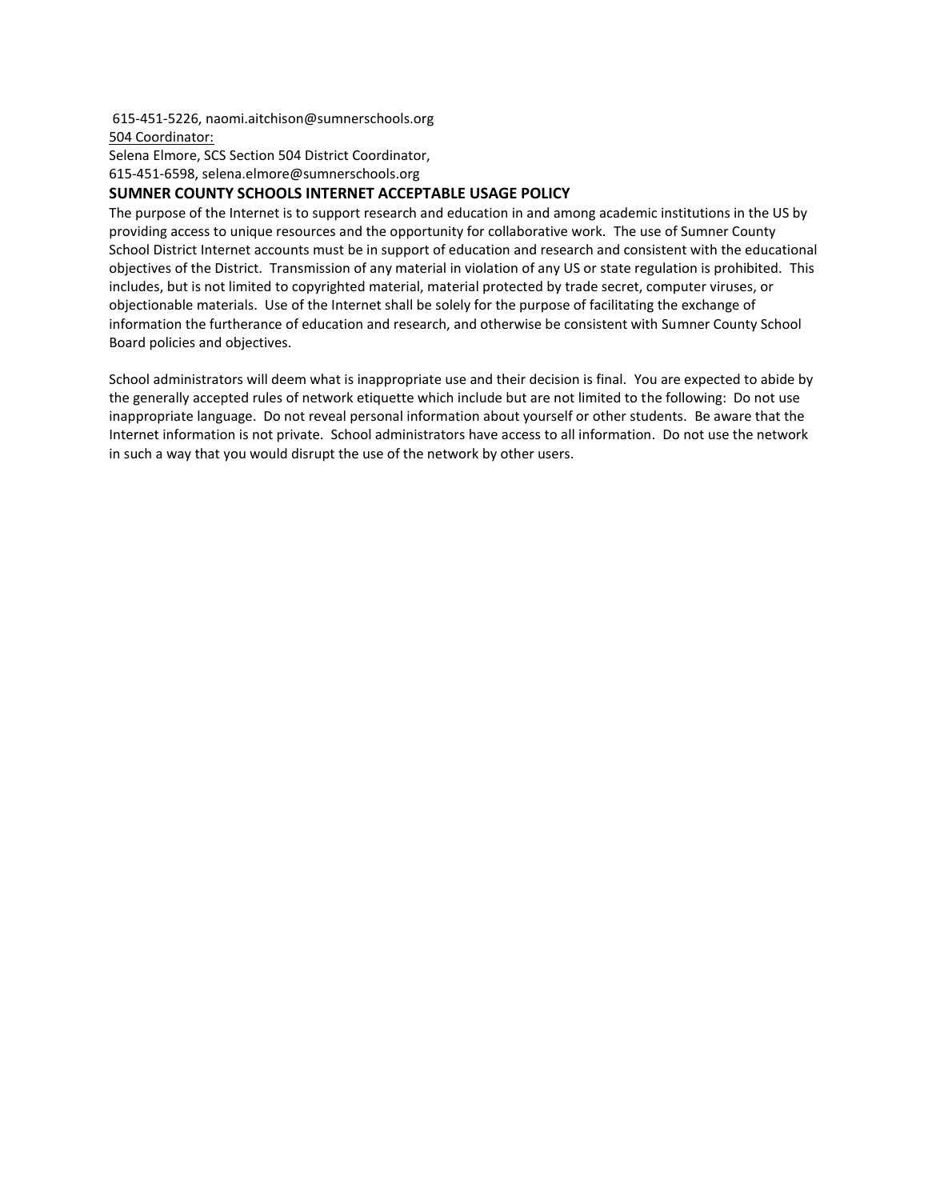615-451-5226, naomi.aitchison@sumnerschools.org

<u>504 Coordinator:</u>

Selena Elmore, SCS Section 504 District Coordinator,
615-451-6598, selena.elmore@sumnerschools.org

## SUMNER COUNTY SCHOOLS INTERNET ACCEPTABLE USAGE POLICY

The purpose of the Internet is to support research and education in and among academic institutions in the US by providing access to unique resources and the opportunity for collaborative work. The use of Sumner County School District Internet accounts must be in support of education and research and consistent with the educational objectives of the District. Transmission of any material in violation of any US or state regulation is prohibited. This includes, but is not limited to copyrighted material, material protected by trade secret, computer viruses, or objectionable materials. Use of the Internet shall be solely for the purpose of facilitating the exchange of information the furtherance of education and research, and otherwise be consistent with Sumner County School Board policies and objectives.

School administrators will deem what is inappropriate use and their decision is final. You are expected to abide by the generally accepted rules of network etiquette which include but are not limited to the following: Do not use inappropriate language. Do not reveal personal information about yourself or other students. Be aware that the Internet information is not private. School administrators have access to all information. Do not use the network in such a way that you would disrupt the use of the network by other users.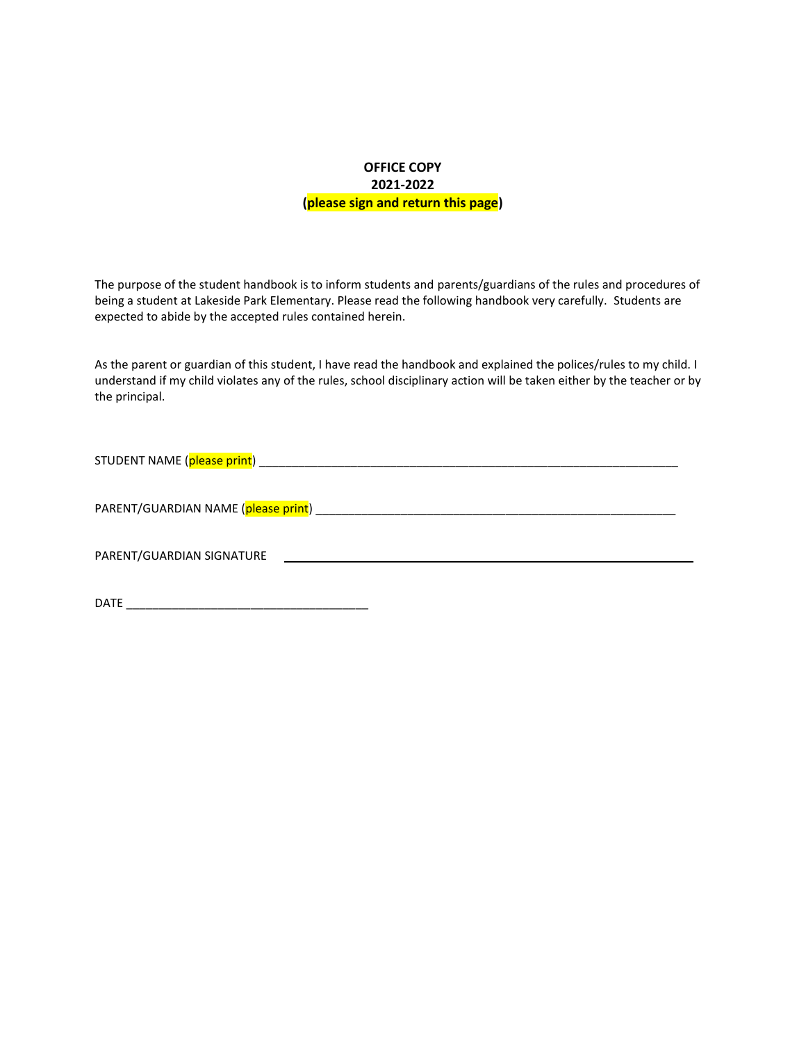**OFFICE COPY**
**2021-2022**
**(please sign and return this page)**

The purpose of the student handbook is to inform students and parents/guardians of the rules and procedures of being a student at Lakeside Park Elementary. Please read the following handbook very carefully. Students are expected to abide by the accepted rules contained herein.

As the parent or guardian of this student, I have read the handbook and explained the polices/rules to my child. I understand if my child violates any of the rules, school disciplinary action will be taken either by the teacher or by the principal.

STUDENT NAME (please print) _______________________________________________________________

PARENT/GUARDIAN NAME (please print) _____________________________________________________

PARENT/GUARDIAN SIGNATURE _____________________________________________________

DATE ____________________________________